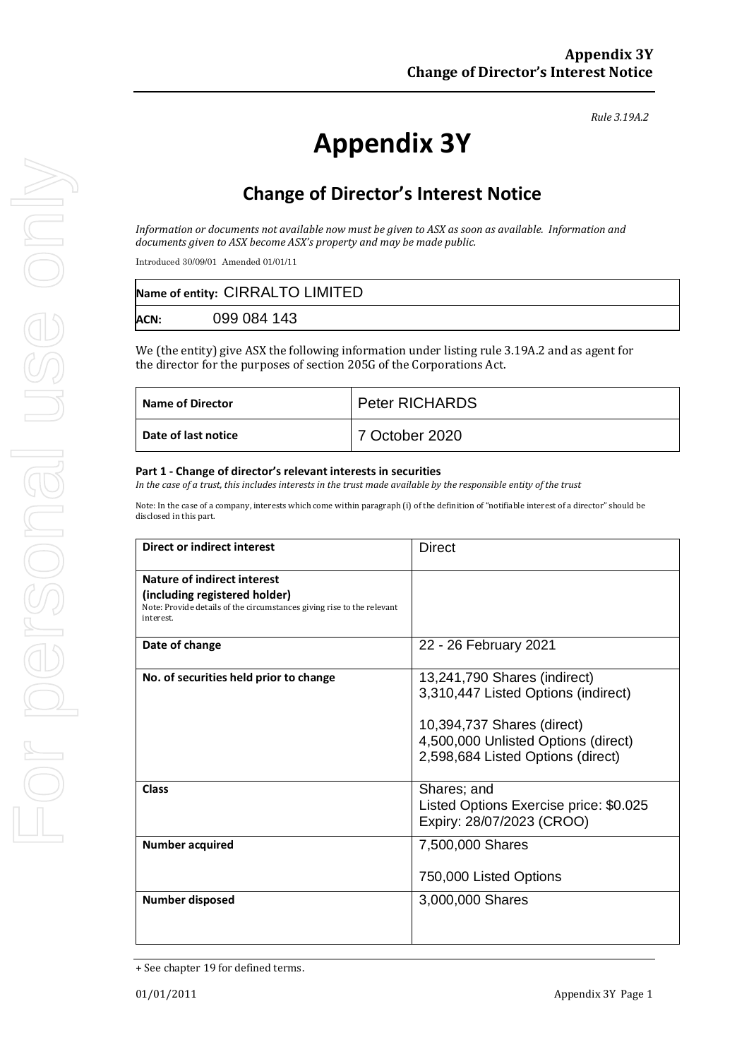*Rule 3.19A.2*

# Appendix 3Y

## Change of Director's Interest Notice

*Information or documents not available now must be given to ASX as soon as available. Information and documents given to ASX become ASX's property and may be made public.*

Introduced 30/09/01 Amended 01/01/11

| | |
|---|---|
| **Name of entity:** | CIRRALTO LIMITED |
| **ACN:** | 099 084 143 |

We (the entity) give ASX the following information under listing rule 3.19A.2 and as agent for the director for the purposes of section 205G of the Corporations Act.

| | |
|---|---|
| **Name of Director** | Peter RICHARDS |
| **Date of last notice** | 7 October 2020 |

**Part 1 - Change of director's relevant interests in securities**

*In the case of a trust, this includes interests in the trust made available by the responsible entity of the trust*

Note: In the case of a company, interests which come within paragraph (i) of the definition of "notifiable interest of a director" should be disclosed in this part.

| | |
|---|---|
| **Direct or indirect interest** | Direct |
| **Nature of indirect interest (including registered holder)**<br>Note: Provide details of the circumstances giving rise to the relevant interest. | |
| **Date of change** | 22 - 26 February 2021 |
| **No. of securities held prior to change** | 13,241,790 Shares (indirect)<br>3,310,447 Listed Options (indirect)<br><br>10,394,737 Shares (direct)<br>4,500,000 Unlisted Options (direct)<br>2,598,684 Listed Options (direct) |
| **Class** | Shares; and<br>Listed Options Exercise price: $0.025<br>Expiry: 28/07/2023 (CROO) |
| **Number acquired** | 7,500,000 Shares<br><br>750,000 Listed Options |
| **Number disposed** | 3,000,000 Shares |

+ See chapter 19 for defined terms.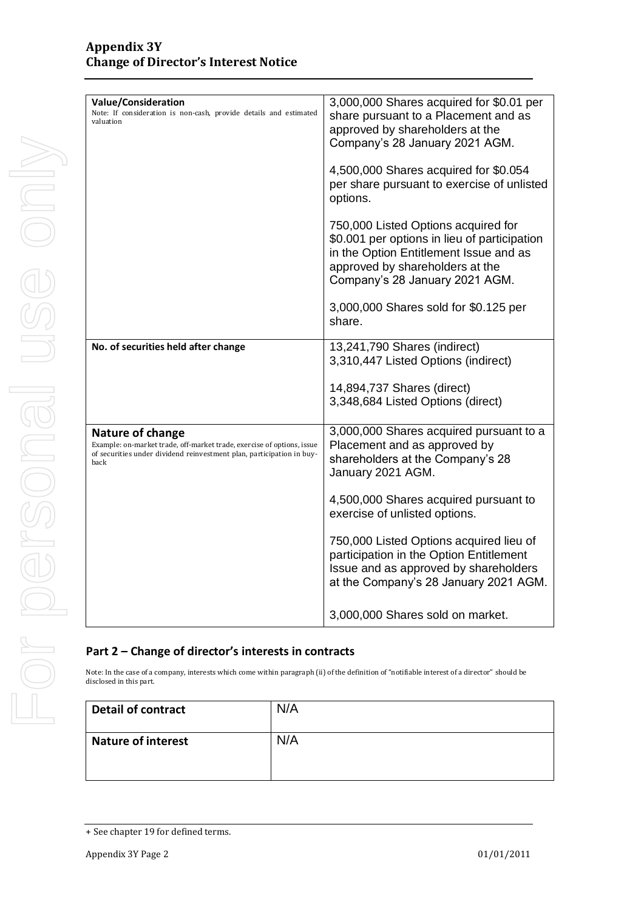| **Value/Consideration**<br>Note: If consideration is non-cash, provide details and estimated valuation | 3,000,000 Shares acquired for $0.01 per share pursuant to a Placement and as approved by shareholders at the Company's 28 January 2021 AGM.<br><br>4,500,000 Shares acquired for $0.054 per share pursuant to exercise of unlisted options.<br><br>750,000 Listed Options acquired for $0.001 per options in lieu of participation in the Option Entitlement Issue and as approved by shareholders at the Company's 28 January 2021 AGM.<br><br>3,000,000 Shares sold for $0.125 per share. |
|---|---|
| **No. of securities held after change** | 13,241,790 Shares (indirect)<br>3,310,447 Listed Options (indirect)<br><br>14,894,737 Shares (direct)<br>3,348,684 Listed Options (direct) |
| **Nature of change**<br>Example: on-market trade, off-market trade, exercise of options, issue of securities under dividend reinvestment plan, participation in buy-back | 3,000,000 Shares acquired pursuant to a Placement and as approved by shareholders at the Company's 28 January 2021 AGM.<br><br>4,500,000 Shares acquired pursuant to exercise of unlisted options.<br><br>750,000 Listed Options acquired lieu of participation in the Option Entitlement Issue and as approved by shareholders at the Company's 28 January 2021 AGM.<br><br>3,000,000 Shares sold on market. |

## Part 2 – Change of director's interests in contracts

Note: In the case of a company, interests which come within paragraph (ii) of the definition of "notifiable interest of a director" should be disclosed in this part.

| **Detail of contract** | N/A |
|---|---|
| **Nature of interest** | N/A |

+ See chapter 19 for defined terms.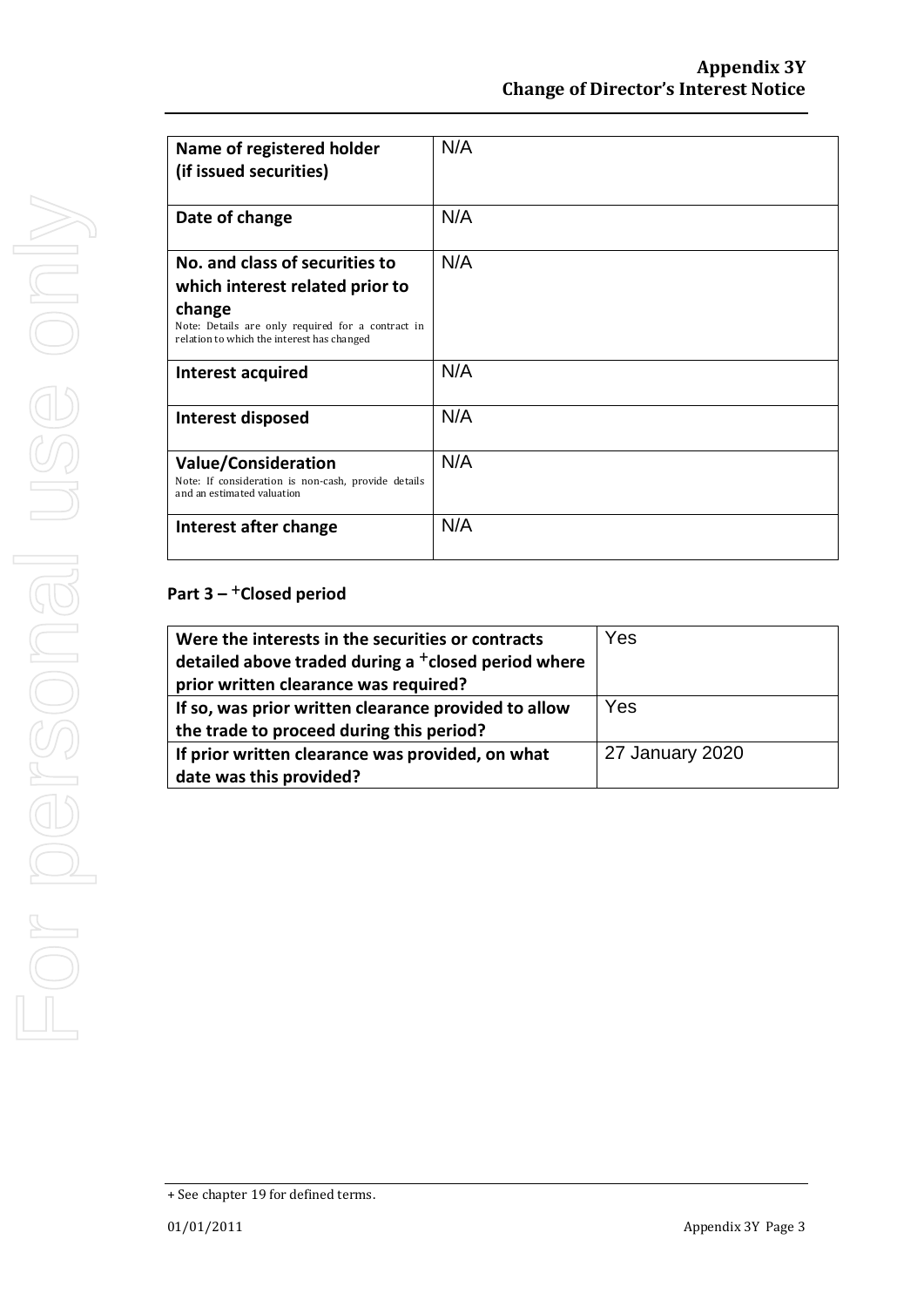| | |
|---|---|
| **Name of registered holder (if issued securities)** | N/A |
| **Date of change** | N/A |
| **No. and class of securities to which interest related prior to change**<br>Note: Details are only required for a contract in relation to which the interest has changed | N/A |
| **Interest acquired** | N/A |
| **Interest disposed** | N/A |
| **Value/Consideration**<br>Note: If consideration is non-cash, provide details and an estimated valuation | N/A |
| **Interest after change** | N/A |

## Part 3 – +Closed period

| | |
|---|---|
| **Were the interests in the securities or contracts detailed above traded during a +closed period where prior written clearance was required?** | Yes |
| **If so, was prior written clearance provided to allow the trade to proceed during this period?** | Yes |
| **If prior written clearance was provided, on what date was this provided?** | 27 January 2020 |

+ See chapter 19 for defined terms.